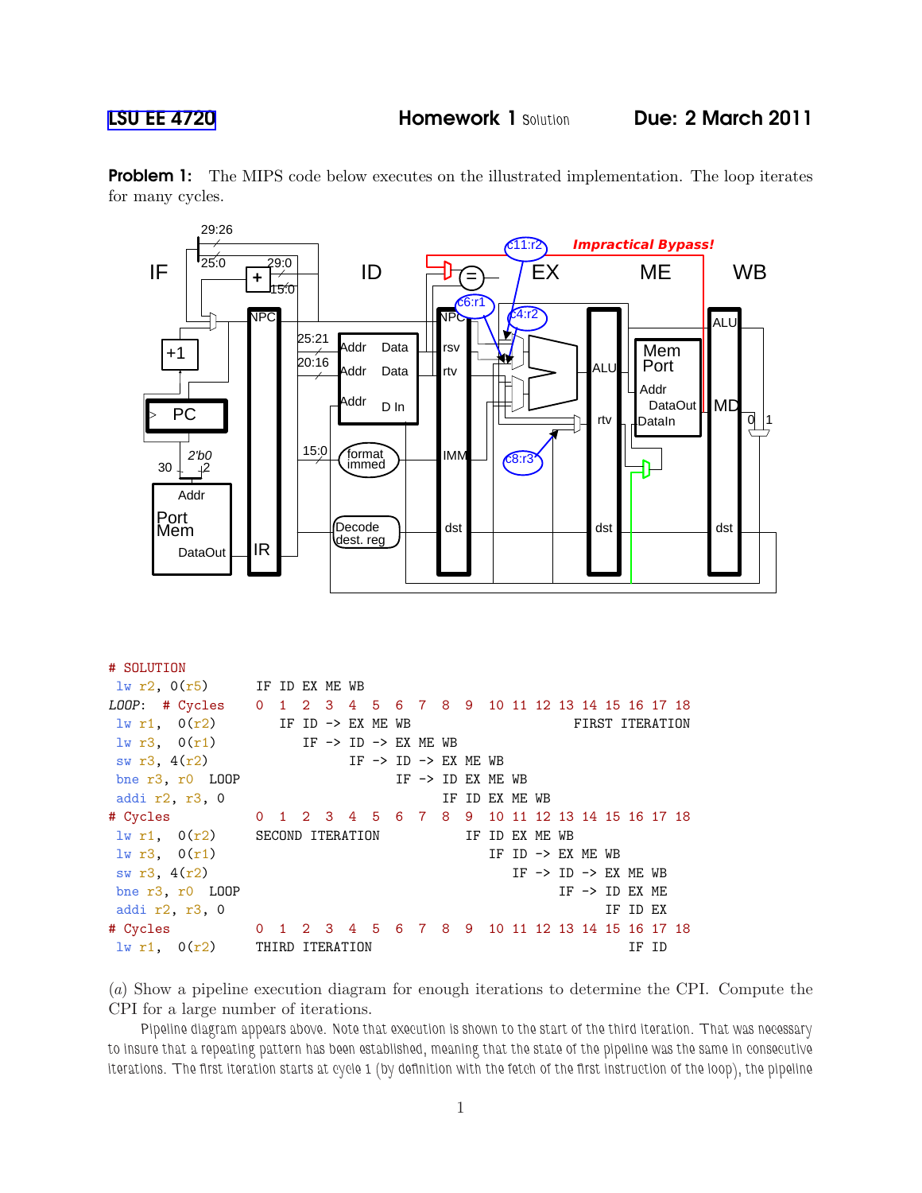LSU EE 4720 **Homework 1** Solution **Due: 2 March 2011**

**Problem 1:** The MIPS code below executes on the illustrated implementation. The loop iterates for many cycles.

```
# SOLUTION
 lw r2, 0(r5)       IF ID EX ME WB
LOOP:  # Cycles     0  1  2  3  4  5  6  7  8  9  10 11 12 13 14 15 16 17 18
 lw r1,  0(r2)         IF ID -> EX ME WB                  FIRST ITERATION
 lw r3,  0(r1)            IF -> ID -> EX ME WB
 sw r3, 4(r2)                   IF -> ID -> EX ME WB
 bne r3, r0  LOOP                       IF -> ID EX ME WB
 addi r2, r3, 0                                  IF ID EX ME WB
# Cycles            0  1  2  3  4  5  6  7  8  9  10 11 12 13 14 15 16 17 18
 lw r1,  0(r2)      SECOND ITERATION                 IF ID EX ME WB
 lw r3,  0(r1)                                          IF ID -> EX ME WB
 sw r3, 4(r2)                                              IF -> ID -> EX ME WB
 bne r3, r0  LOOP                                                 IF -> ID EX ME
 addi r2, r3, 0                                                           IF ID EX
# Cycles            0  1  2  3  4  5  6  7  8  9  10 11 12 13 14 15 16 17 18
 lw r1,  0(r2)      THIRD ITERATION                                          IF ID
```

(a) Show a pipeline execution diagram for enough iterations to determine the CPI. Compute the CPI for a large number of iterations.

Pipeline diagram appears above. Note that execution is shown to the start of the third iteration. That was necessary to insure that a repeating pattern has been established, meaning that the state of the pipeline was the same in consecutive iterations. The first iteration starts at cycle 1 (by definition with the fetch of the first instruction of the loop), the pipeline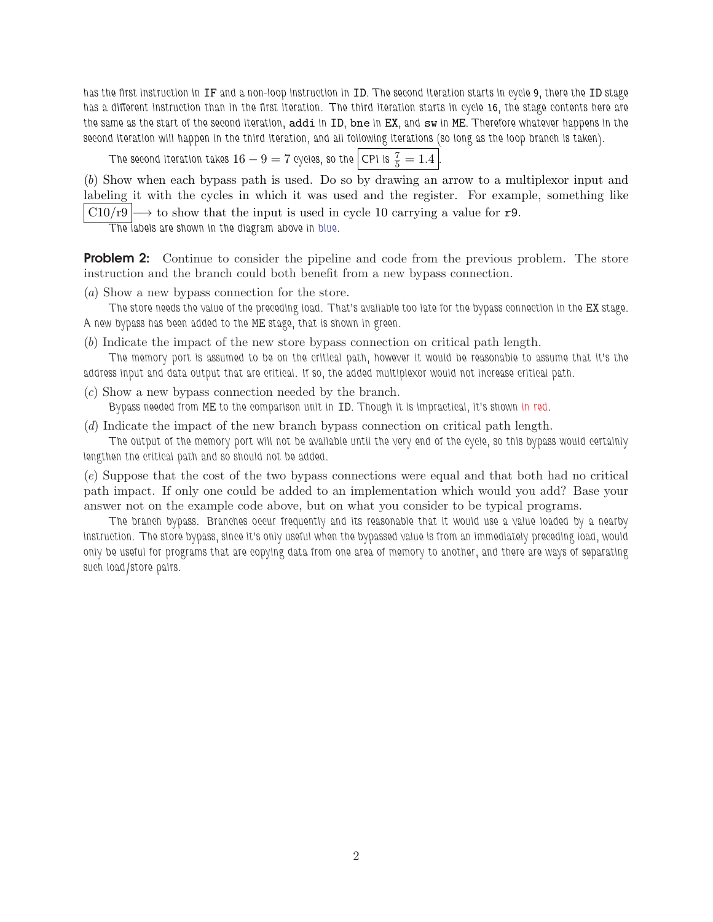has the first instruction in IF and a non-loop instruction in ID. The second iteration starts in cycle 9, there the ID stage has a different instruction than in the first iteration. The third iteration starts in cycle 16, the stage contents here are the same as the start of the second iteration, `addi` in ID, `bne` in EX, and `sw` in ME. Therefore whatever happens in the second iteration will happen in the third iteration, and all following iterations (so long as the loop branch is taken).

The second iteration takes $16 - 9 = 7$ cycles, so the CPI is $\frac{7}{5} = 1.4$.

(*b*) Show when each bypass path is used. Do so by drawing an arrow to a multiplexor input and labeling it with the cycles in which it was used and the register. For example, something like C10/r9 $\longrightarrow$ to show that the input is used in cycle 10 carrying a value for `r9`.

The labels are shown in the diagram above in blue.

**Problem 2:** Continue to consider the pipeline and code from the previous problem. The store instruction and the branch could both benefit from a new bypass connection.

(*a*) Show a new bypass connection for the store.

The store needs the value of the preceding load. That's available too late for the bypass connection in the EX stage. A new bypass has been added to the ME stage, that is shown in green.

(*b*) Indicate the impact of the new store bypass connection on critical path length.

The memory port is assumed to be on the critical path, however it would be reasonable to assume that it's the address input and data output that are critical. If so, the added multiplexor would not increase critical path.

(*c*) Show a new bypass connection needed by the branch.

Bypass needed from ME to the comparison unit in ID. Though it is impractical, it's shown in red.

(*d*) Indicate the impact of the new branch bypass connection on critical path length.

The output of the memory port will not be available until the very end of the cycle, so this bypass would certainly lengthen the critical path and so should not be added.

(*e*) Suppose that the cost of the two bypass connections were equal and that both had no critical path impact. If only one could be added to an implementation which would you add? Base your answer not on the example code above, but on what you consider to be typical programs.

The branch bypass. Branches occur frequently and its reasonable that it would use a value loaded by a nearby instruction. The store bypass, since it's only useful when the bypassed value is from an immediately preceding load, would only be useful for programs that are copying data from one area of memory to another, and there are ways of separating such load/store pairs.